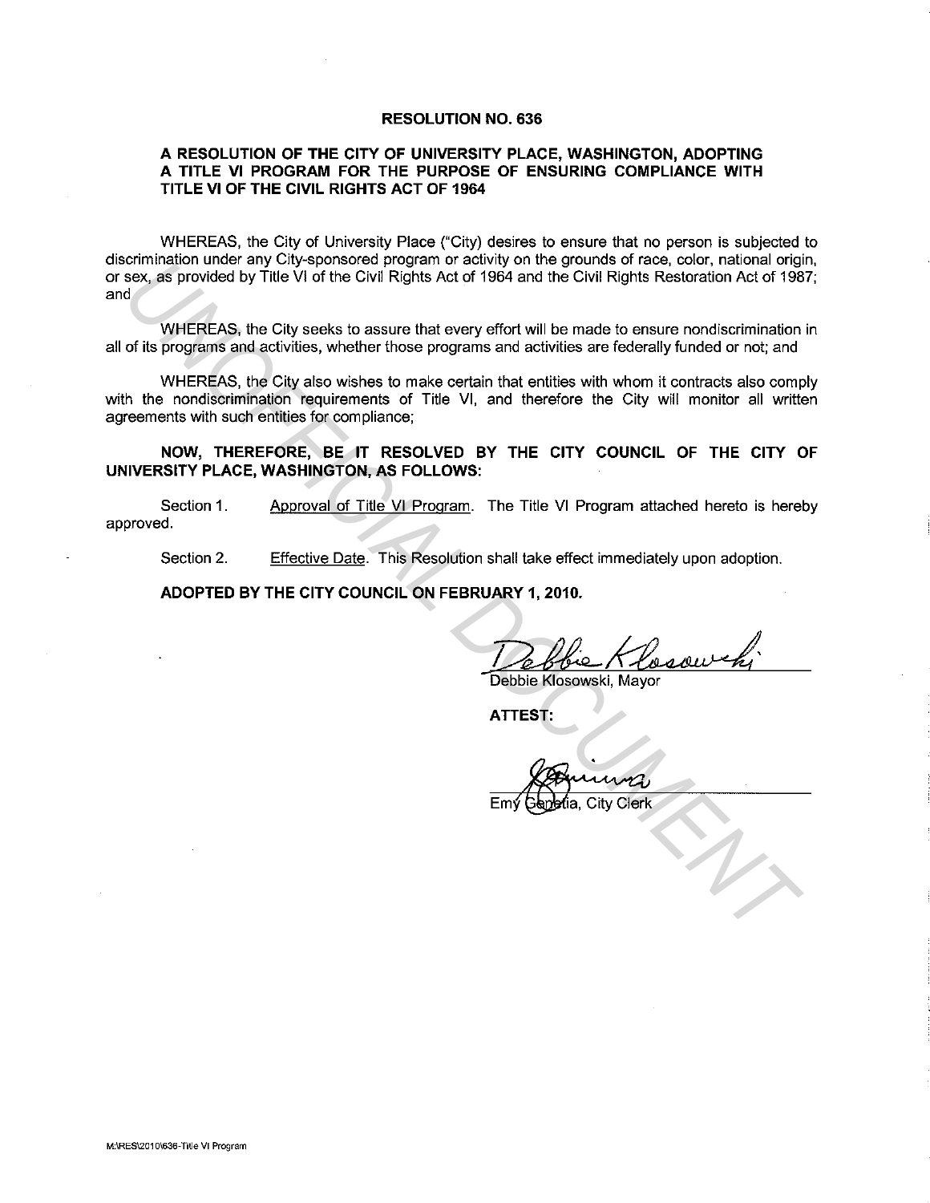# RESOLUTION NO. 636

## A RESOLUTION OF THE CITY OF UNIVERSITY PLACE, WASHINGTON, ADOPTING A TITLE VI PROGRAM FOR THE PURPOSE OF ENSURING COMPLIANCE WITH TITLE VI OF THE CIVIL RIGHTS ACT OF 1964

WHEREAS, the City of University Place ("City) desires to ensure that no person is subjected to discrimination under any City-sponsored program or activity on the grounds of race, color, national origin, or sex, as provided by Title VI of the Civil Rights Act of 1964 and the Civil Rights Restoration Act of 1987; and

WHEREAS, the City seeks to assure that every effort will be made to ensure nondiscrimination in all of its programs and activities, whether those programs and activities are federally funded or not; and

WHEREAS, the City also wishes to make certain that entities with whom it contracts also comply with the nondiscrimination requirements of Title VI, and therefore the City will monitor all written agreements with such entities for compliance;

**NOW, THEREFORE, BE IT RESOLVED BY THE CITY COUNCIL OF THE CITY OF UNIVERSITY PLACE, WASHINGTON, AS FOLLOWS:**

Section 1. Approval of Title VI Program. The Title VI Program attached hereto is hereby approved.

Section 2. Effective Date. This Resolution shall take effect immediately upon adoption.

**ADOPTED BY THE CITY COUNCIL ON FEBRUARY 1, 2010.**

Debbie Klosowski, Mayor

**ATTEST:**

Emy Genetia, City Clerk

UNOFFICIAL DOCUMENT

M:\RES\2010\636-Title VI Program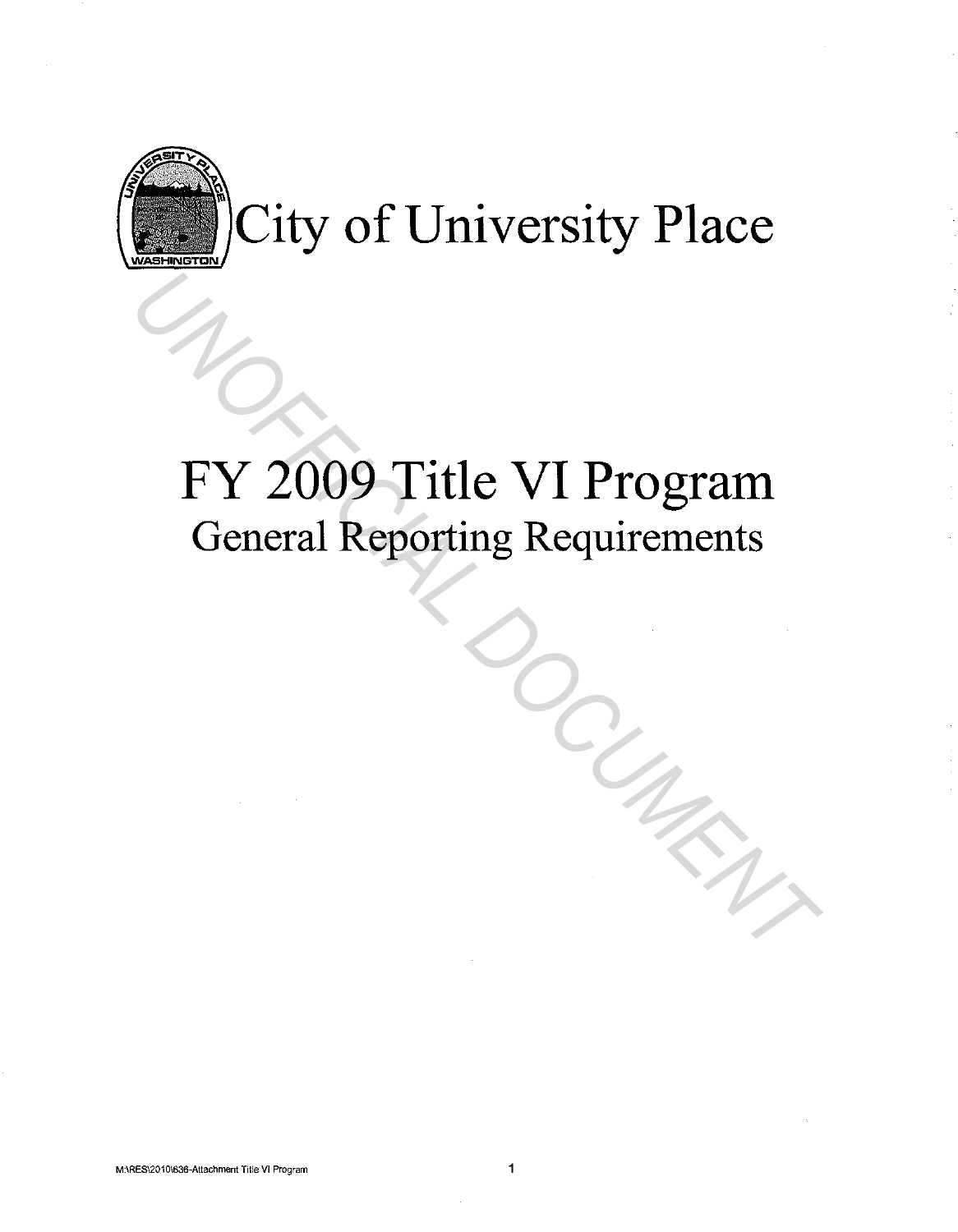# City of University Place

# FY 2009 Title VI Program

## General Reporting Requirements

M:\RES\2010\636-Attachment Title VI Program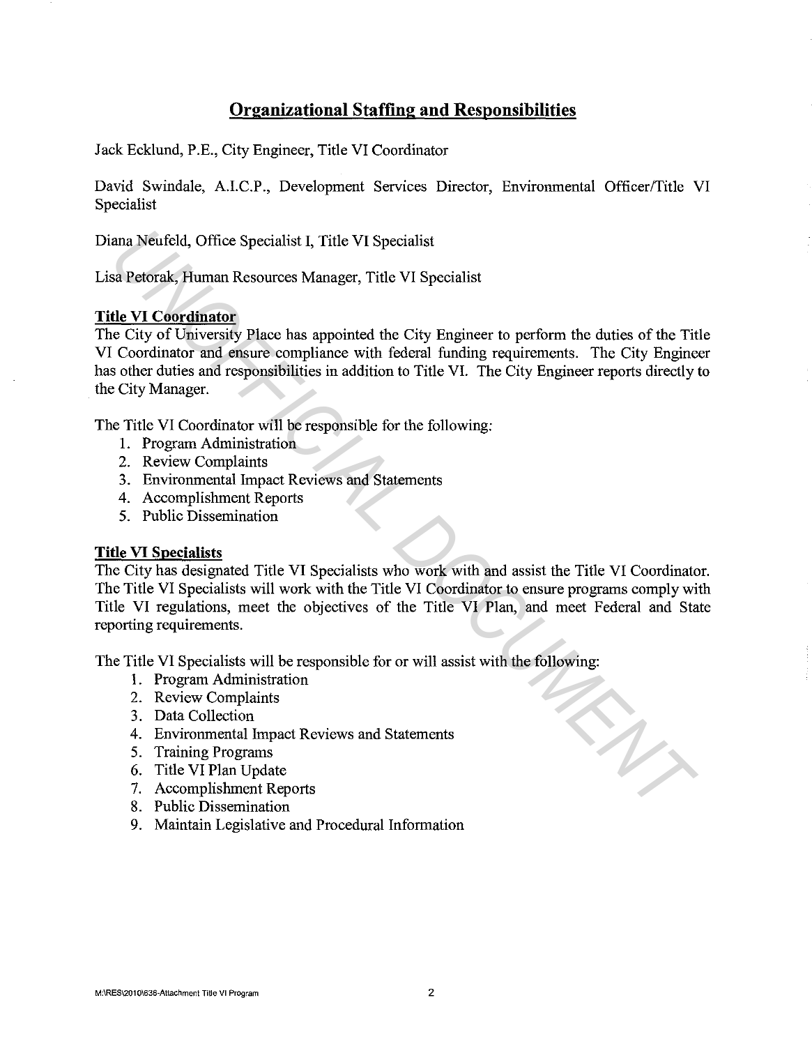## Organizational Staffing and Responsibilities

Jack Ecklund, P.E., City Engineer, Title VI Coordinator

David Swindale, A.I.C.P., Development Services Director, Environmental Officer/Title VI Specialist

Diana Neufeld, Office Specialist I, Title VI Specialist

Lisa Petorak, Human Resources Manager, Title VI Specialist

### Title VI Coordinator

The City of University Place has appointed the City Engineer to perform the duties of the Title VI Coordinator and ensure compliance with federal funding requirements. The City Engineer has other duties and responsibilities in addition to Title VI. The City Engineer reports directly to the City Manager.

The Title VI Coordinator will be responsible for the following:

1. Program Administration
2. Review Complaints
3. Environmental Impact Reviews and Statements
4. Accomplishment Reports
5. Public Dissemination

### Title VI Specialists

The City has designated Title VI Specialists who work with and assist the Title VI Coordinator. The Title VI Specialists will work with the Title VI Coordinator to ensure programs comply with Title VI regulations, meet the objectives of the Title VI Plan, and meet Federal and State reporting requirements.

The Title VI Specialists will be responsible for or will assist with the following:

1. Program Administration
2. Review Complaints
3. Data Collection
4. Environmental Impact Reviews and Statements
5. Training Programs
6. Title VI Plan Update
7. Accomplishment Reports
8. Public Dissemination
9. Maintain Legislative and Procedural Information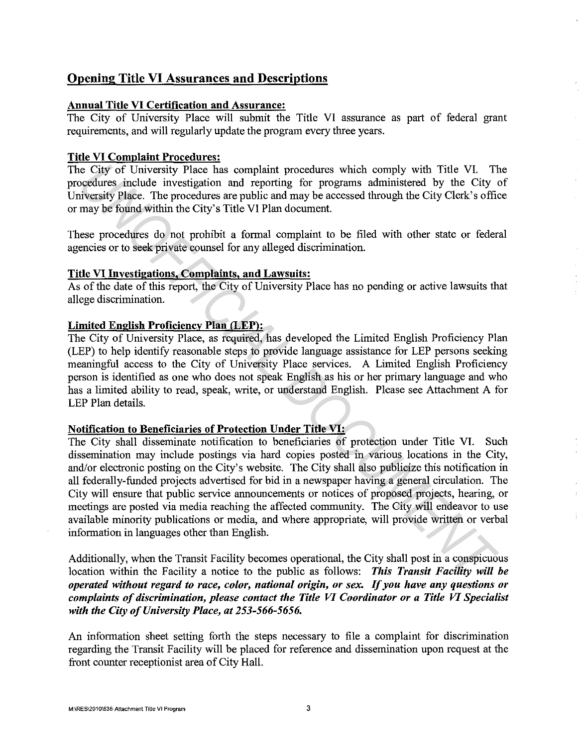## Opening Title VI Assurances and Descriptions

**Annual Title VI Certification and Assurance:**
The City of University Place will submit the Title VI assurance as part of federal grant requirements, and will regularly update the program every three years.

**Title VI Complaint Procedures:**
The City of University Place has complaint procedures which comply with Title VI. The procedures include investigation and reporting for programs administered by the City of University Place. The procedures are public and may be accessed through the City Clerk's office or may be found within the City's Title VI Plan document.

These procedures do not prohibit a formal complaint to be filed with other state or federal agencies or to seek private counsel for any alleged discrimination.

**Title VI Investigations, Complaints, and Lawsuits:**
As of the date of this report, the City of University Place has no pending or active lawsuits that allege discrimination.

**Limited English Proficiency Plan (LEP):**
The City of University Place, as required, has developed the Limited English Proficiency Plan (LEP) to help identify reasonable steps to provide language assistance for LEP persons seeking meaningful access to the City of University Place services. A Limited English Proficiency person is identified as one who does not speak English as his or her primary language and who has a limited ability to read, speak, write, or understand English. Please see Attachment A for LEP Plan details.

**Notification to Beneficiaries of Protection Under Title VI:**
The City shall disseminate notification to beneficiaries of protection under Title VI. Such dissemination may include postings via hard copies posted in various locations in the City, and/or electronic posting on the City's website. The City shall also publicize this notification in all federally-funded projects advertised for bid in a newspaper having a general circulation. The City will ensure that public service announcements or notices of proposed projects, hearing, or meetings are posted via media reaching the affected community. The City will endeavor to use available minority publications or media, and where appropriate, will provide written or verbal information in languages other than English.

Additionally, when the Transit Facility becomes operational, the City shall post in a conspicuous location within the Facility a notice to the public as follows: ***This Transit Facility will be operated without regard to race, color, national origin, or sex. If you have any questions or complaints of discrimination, please contact the Title VI Coordinator or a Title VI Specialist with the City of University Place, at 253-566-5656.***

An information sheet setting forth the steps necessary to file a complaint for discrimination regarding the Transit Facility will be placed for reference and dissemination upon request at the front counter receptionist area of City Hall.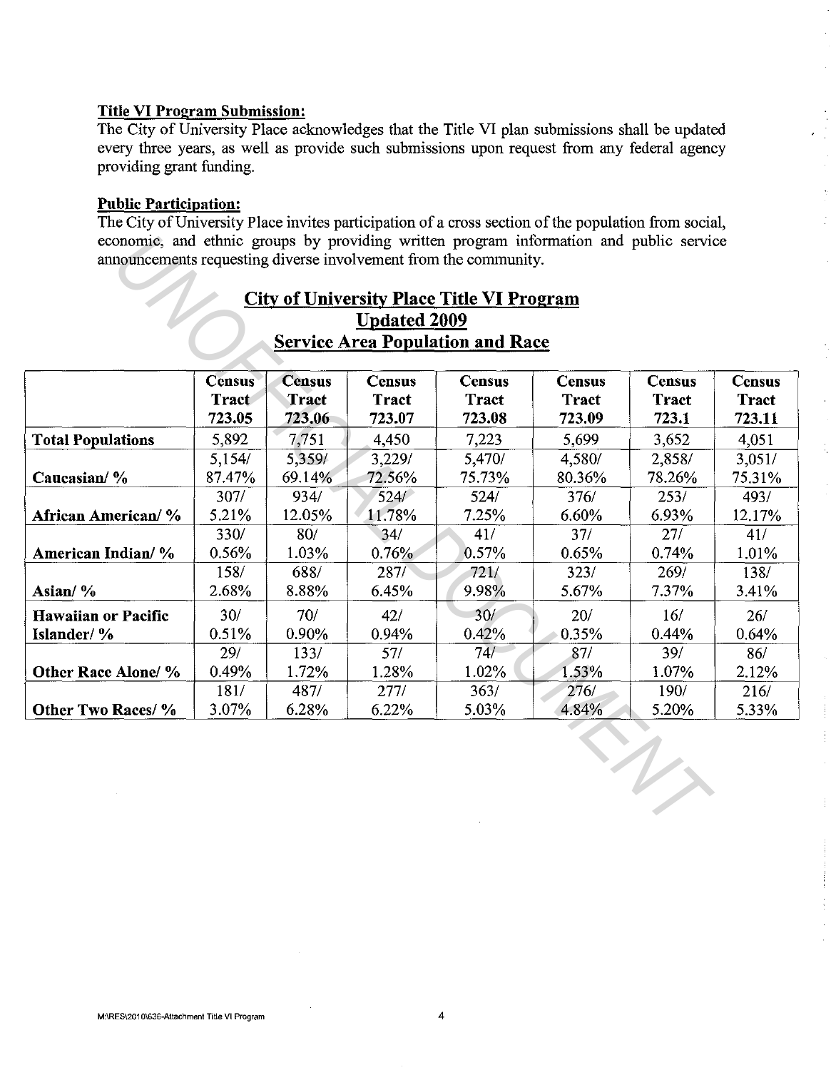**Title VI Program Submission:**
The City of University Place acknowledges that the Title VI plan submissions shall be updated every three years, as well as provide such submissions upon request from any federal agency providing grant funding.

**Public Participation:**
The City of University Place invites participation of a cross section of the population from social, economic, and ethnic groups by providing written program information and public service announcements requesting diverse involvement from the community.

## City of University Place Title VI Program
## Updated 2009
## Service Area Population and Race

| | Census Tract 723.05 | Census Tract 723.06 | Census Tract 723.07 | Census Tract 723.08 | Census Tract 723.09 | Census Tract 723.1 | Census Tract 723.11 |
|---|---|---|---|---|---|---|---|
| **Total Populations** | 5,892 | 7,751 | 4,450 | 7,223 | 5,699 | 3,652 | 4,051 |
| **Caucasian/ %** | 5,154/ 87.47% | 5,359/ 69.14% | 3,229/ 72.56% | 5,470/ 75.73% | 4,580/ 80.36% | 2,858/ 78.26% | 3,051/ 75.31% |
| **African American/ %** | 307/ 5.21% | 934/ 12.05% | 524/ 11.78% | 524/ 7.25% | 376/ 6.60% | 253/ 6.93% | 493/ 12.17% |
| **American Indian/ %** | 330/ 0.56% | 80/ 1.03% | 34/ 0.76% | 41/ 0.57% | 37/ 0.65% | 27/ 0.74% | 41/ 1.01% |
| **Asian/ %** | 158/ 2.68% | 688/ 8.88% | 287/ 6.45% | 721/ 9.98% | 323/ 5.67% | 269/ 7.37% | 138/ 3.41% |
| **Hawaiian or Pacific Islander/ %** | 30/ 0.51% | 70/ 0.90% | 42/ 0.94% | 30/ 0.42% | 20/ 0.35% | 16/ 0.44% | 26/ 0.64% |
| **Other Race Alone/ %** | 29/ 0.49% | 133/ 1.72% | 57/ 1.28% | 74/ 1.02% | 87/ 1.53% | 39/ 1.07% | 86/ 2.12% |
| **Other Two Races/ %** | 181/ 3.07% | 487/ 6.28% | 277/ 6.22% | 363/ 5.03% | 276/ 4.84% | 190/ 5.20% | 216/ 5.33% |

M:\RES\2010\636-Attachment Title VI Program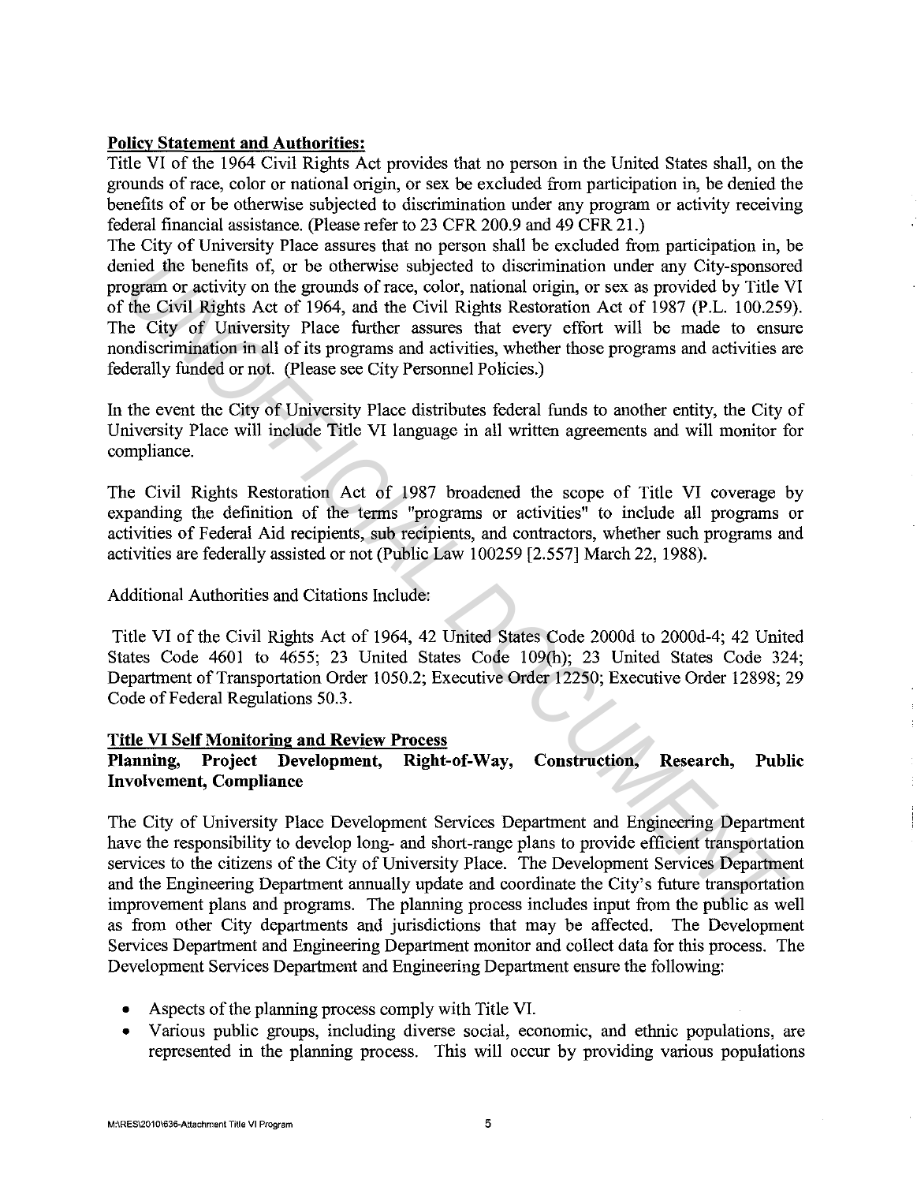**Policy Statement and Authorities:**

Title VI of the 1964 Civil Rights Act provides that no person in the United States shall, on the grounds of race, color or national origin, or sex be excluded from participation in, be denied the benefits of or be otherwise subjected to discrimination under any program or activity receiving federal financial assistance. (Please refer to 23 CFR 200.9 and 49 CFR 21.)

The City of University Place assures that no person shall be excluded from participation in, be denied the benefits of, or be otherwise subjected to discrimination under any City-sponsored program or activity on the grounds of race, color, national origin, or sex as provided by Title VI of the Civil Rights Act of 1964, and the Civil Rights Restoration Act of 1987 (P.L. 100.259). The City of University Place further assures that every effort will be made to ensure nondiscrimination in all of its programs and activities, whether those programs and activities are federally funded or not. (Please see City Personnel Policies.)

In the event the City of University Place distributes federal funds to another entity, the City of University Place will include Title VI language in all written agreements and will monitor for compliance.

The Civil Rights Restoration Act of 1987 broadened the scope of Title VI coverage by expanding the definition of the terms "programs or activities" to include all programs or activities of Federal Aid recipients, sub recipients, and contractors, whether such programs and activities are federally assisted or not (Public Law 100259 [2.557] March 22, 1988).

Additional Authorities and Citations Include:

Title VI of the Civil Rights Act of 1964, 42 United States Code 2000d to 2000d-4; 42 United States Code 4601 to 4655; 23 United States Code 109(h); 23 United States Code 324; Department of Transportation Order 1050.2; Executive Order 12250; Executive Order 12898; 29 Code of Federal Regulations 50.3.

**Title VI Self Monitoring and Review Process**

**Planning, Project Development, Right-of-Way, Construction, Research, Public Involvement, Compliance**

The City of University Place Development Services Department and Engineering Department have the responsibility to develop long- and short-range plans to provide efficient transportation services to the citizens of the City of University Place. The Development Services Department and the Engineering Department annually update and coordinate the City's future transportation improvement plans and programs. The planning process includes input from the public as well as from other City departments and jurisdictions that may be affected. The Development Services Department and Engineering Department monitor and collect data for this process. The Development Services Department and Engineering Department ensure the following:

- Aspects of the planning process comply with Title VI.
- Various public groups, including diverse social, economic, and ethnic populations, are represented in the planning process. This will occur by providing various populations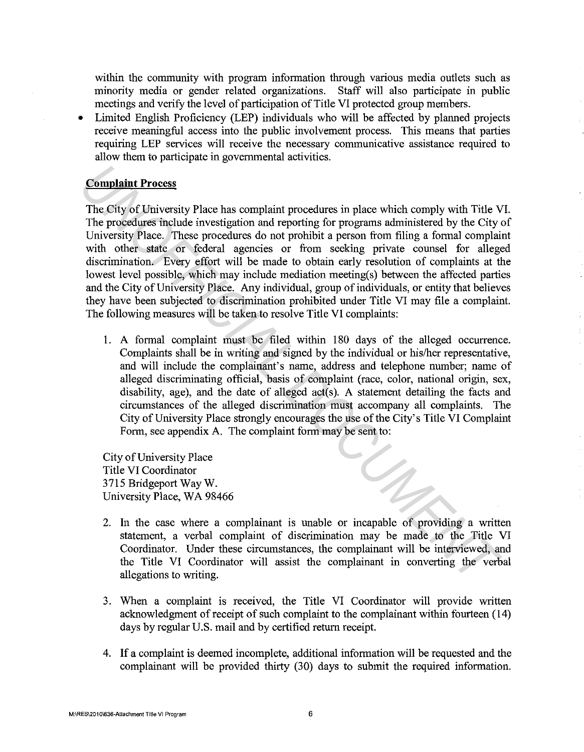within the community with program information through various media outlets such as minority media or gender related organizations. Staff will also participate in public meetings and verify the level of participation of Title VI protected group members.

- Limited English Proficiency (LEP) individuals who will be affected by planned projects receive meaningful access into the public involvement process. This means that parties requiring LEP services will receive the necessary communicative assistance required to allow them to participate in governmental activities.

**Complaint Process**

The City of University Place has complaint procedures in place which comply with Title VI. The procedures include investigation and reporting for programs administered by the City of University Place. These procedures do not prohibit a person from filing a formal complaint with other state or federal agencies or from seeking private counsel for alleged discrimination. Every effort will be made to obtain early resolution of complaints at the lowest level possible, which may include mediation meeting(s) between the affected parties and the City of University Place. Any individual, group of individuals, or entity that believes they have been subjected to discrimination prohibited under Title VI may file a complaint. The following measures will be taken to resolve Title VI complaints:

1. A formal complaint must be filed within 180 days of the alleged occurrence. Complaints shall be in writing and signed by the individual or his/her representative, and will include the complainant's name, address and telephone number; name of alleged discriminating official, basis of complaint (race, color, national origin, sex, disability, age), and the date of alleged act(s). A statement detailing the facts and circumstances of the alleged discrimination must accompany all complaints. The City of University Place strongly encourages the use of the City's Title VI Complaint Form, see appendix A. The complaint form may be sent to:

   City of University Place
   Title VI Coordinator
   3715 Bridgeport Way W.
   University Place, WA 98466

2. In the case where a complainant is unable or incapable of providing a written statement, a verbal complaint of discrimination may be made to the Title VI Coordinator. Under these circumstances, the complainant will be interviewed, and the Title VI Coordinator will assist the complainant in converting the verbal allegations to writing.

3. When a complaint is received, the Title VI Coordinator will provide written acknowledgment of receipt of such complaint to the complainant within fourteen (14) days by regular U.S. mail and by certified return receipt.

4. If a complaint is deemed incomplete, additional information will be requested and the complainant will be provided thirty (30) days to submit the required information.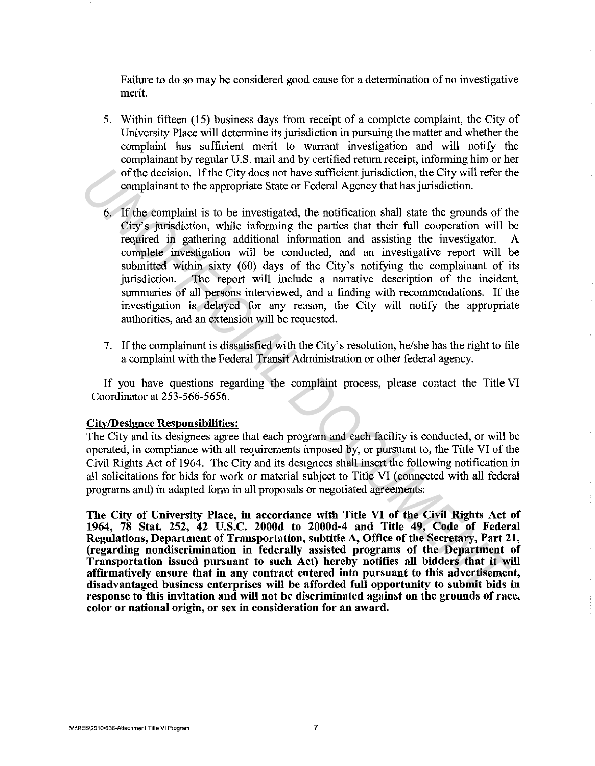Failure to do so may be considered good cause for a determination of no investigative merit.

5. Within fifteen (15) business days from receipt of a complete complaint, the City of University Place will determine its jurisdiction in pursuing the matter and whether the complaint has sufficient merit to warrant investigation and will notify the complainant by regular U.S. mail and by certified return receipt, informing him or her of the decision. If the City does not have sufficient jurisdiction, the City will refer the complainant to the appropriate State or Federal Agency that has jurisdiction.

6. If the complaint is to be investigated, the notification shall state the grounds of the City's jurisdiction, while informing the parties that their full cooperation will be required in gathering additional information and assisting the investigator. A complete investigation will be conducted, and an investigative report will be submitted within sixty (60) days of the City's notifying the complainant of its jurisdiction. The report will include a narrative description of the incident, summaries of all persons interviewed, and a finding with recommendations. If the investigation is delayed for any reason, the City will notify the appropriate authorities, and an extension will be requested.

7. If the complainant is dissatisfied with the City's resolution, he/she has the right to file a complaint with the Federal Transit Administration or other federal agency.

If you have questions regarding the complaint process, please contact the Title VI Coordinator at 253-566-5656.

**City/Designee Responsibilities:**

The City and its designees agree that each program and each facility is conducted, or will be operated, in compliance with all requirements imposed by, or pursuant to, the Title VI of the Civil Rights Act of 1964. The City and its designees shall insert the following notification in all solicitations for bids for work or material subject to Title VI (connected with all federal programs and) in adapted form in all proposals or negotiated agreements:

**The City of University Place, in accordance with Title VI of the Civil Rights Act of 1964, 78 Stat. 252, 42 U.S.C. 2000d to 2000d-4 and Title 49, Code of Federal Regulations, Department of Transportation, subtitle A, Office of the Secretary, Part 21, (regarding nondiscrimination in federally assisted programs of the Department of Transportation issued pursuant to such Act) hereby notifies all bidders that it will affirmatively ensure that in any contract entered into pursuant to this advertisement, disadvantaged business enterprises will be afforded full opportunity to submit bids in response to this invitation and will not be discriminated against on the grounds of race, color or national origin, or sex in consideration for an award.**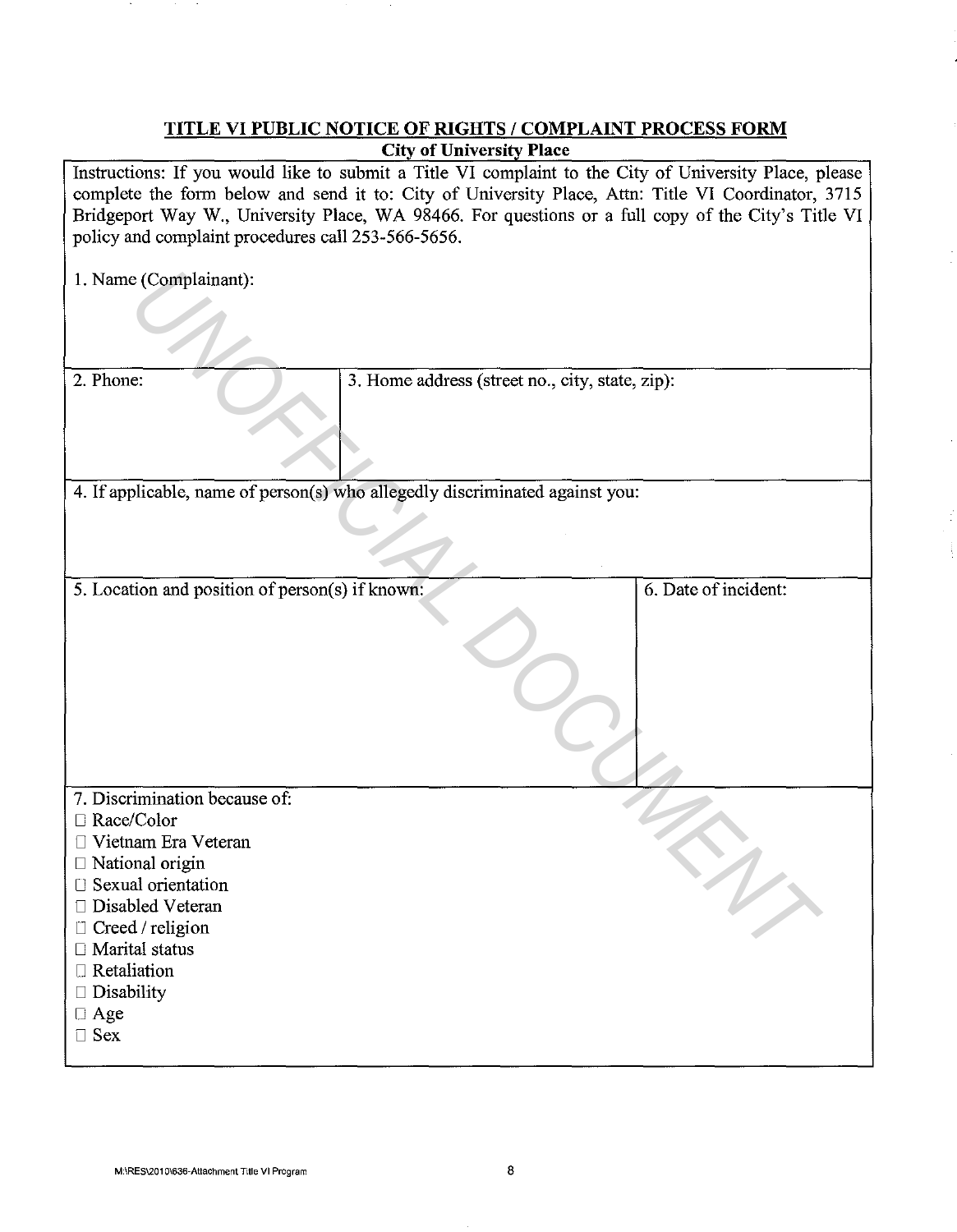# TITLE VI PUBLIC NOTICE OF RIGHTS / COMPLAINT PROCESS FORM

**City of University Place**

Instructions: If you would like to submit a Title VI complaint to the City of University Place, please complete the form below and send it to: City of University Place, Attn: Title VI Coordinator, 3715 Bridgeport Way W., University Place, WA 98466. For questions or a full copy of the City's Title VI policy and complaint procedures call 253-566-5656.

| 1. Name (Complainant): | |
|---|---|
| 2. Phone: | 3. Home address (street no., city, state, zip): |
| 4. If applicable, name of person(s) who allegedly discriminated against you: | |
| 5. Location and position of person(s) if known: | 6. Date of incident: |

7. Discrimination because of:

- ☐ Race/Color
- ☐ Vietnam Era Veteran
- ☐ National origin
- ☐ Sexual orientation
- ☐ Disabled Veteran
- ☐ Creed / religion
- ☐ Marital status
- ☐ Retaliation
- ☐ Disability
- ☐ Age
- ☐ Sex

M:\RES\2010\636-Attachment Title VI Program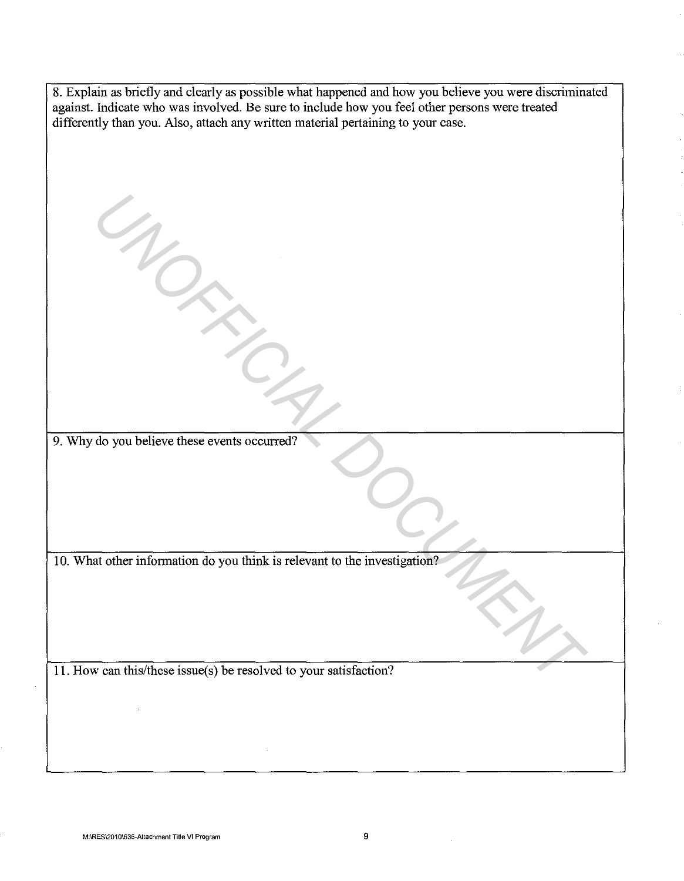8. Explain as briefly and clearly as possible what happened and how you believe you were discriminated against. Indicate who was involved. Be sure to include how you feel other persons were treated differently than you. Also, attach any written material pertaining to your case.

9. Why do you believe these events occurred?

10. What other information do you think is relevant to the investigation?

11. How can this/these issue(s) be resolved to your satisfaction?

UNOFFICIAL DOCUMENT

M:\RES\2010\636-Attachment Title VI Program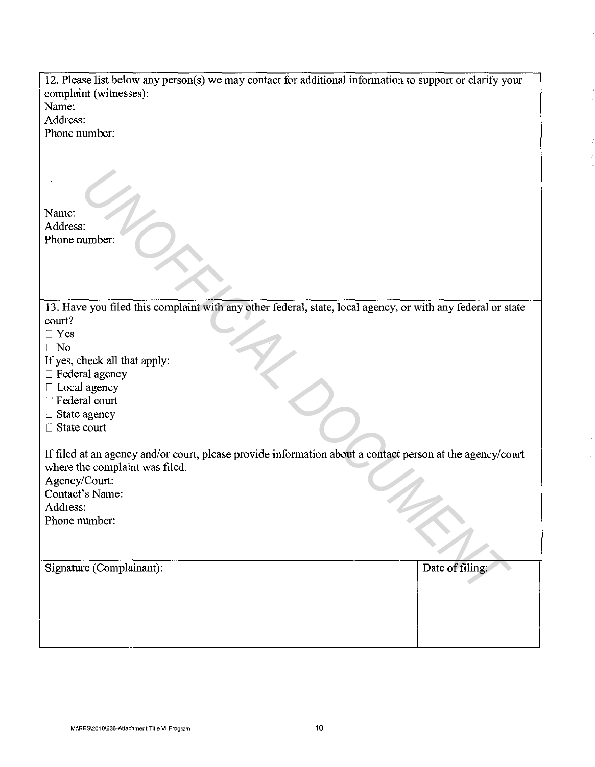12. Please list below any person(s) we may contact for additional information to support or clarify your complaint (witnesses):

Name:
Address:
Phone number:

Name:
Address:
Phone number:

13. Have you filed this complaint with any other federal, state, local agency, or with any federal or state court?

☐ Yes
☐ No

If yes, check all that apply:

☐ Federal agency
☐ Local agency
☐ Federal court
☐ State agency
☐ State court

If filed at an agency and/or court, please provide information about a contact person at the agency/court where the complaint was filed.

Agency/Court:
Contact's Name:
Address:
Phone number:

| Signature (Complainant): | Date of filing: |
|---|---|
| | |

UNOFFICIAL DOCUMENT

M:\RES\2010\636-Attachment Title VI Program